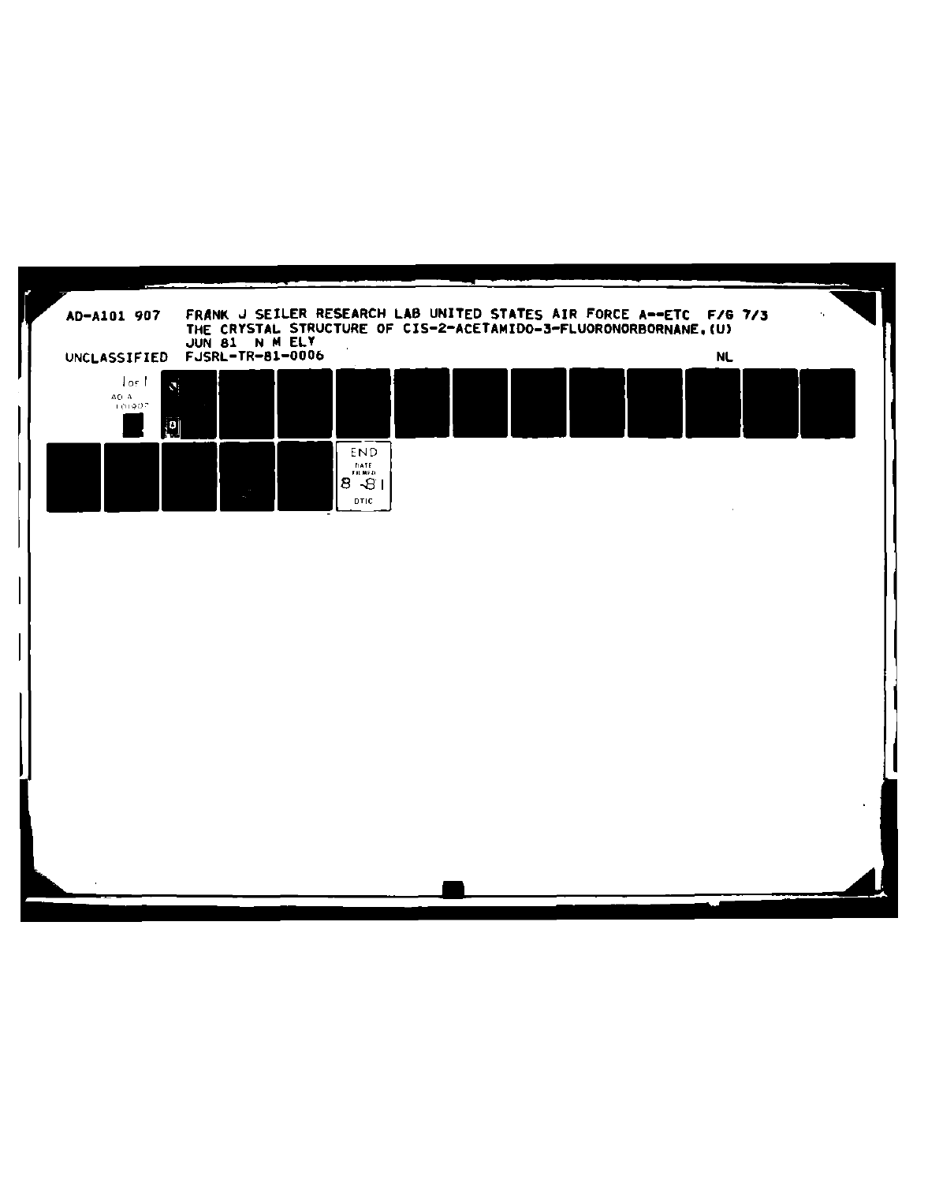AD-A101 907 FRANK J SEILER RESEARCH LAB UNITED STATES AIR FORCE A--ETC F/G 7/3
THE CRYSTAL STRUCTURE OF CIS-2-ACETAMIDO-3-FLUORONORBORNANE.(U)
JUN 81 N M ELY
UNCLASSIFIED FJSRL-TR-81-0006 NL

1 of 1
AD A
101907

END
DATE
FILMED
8-81
DTIC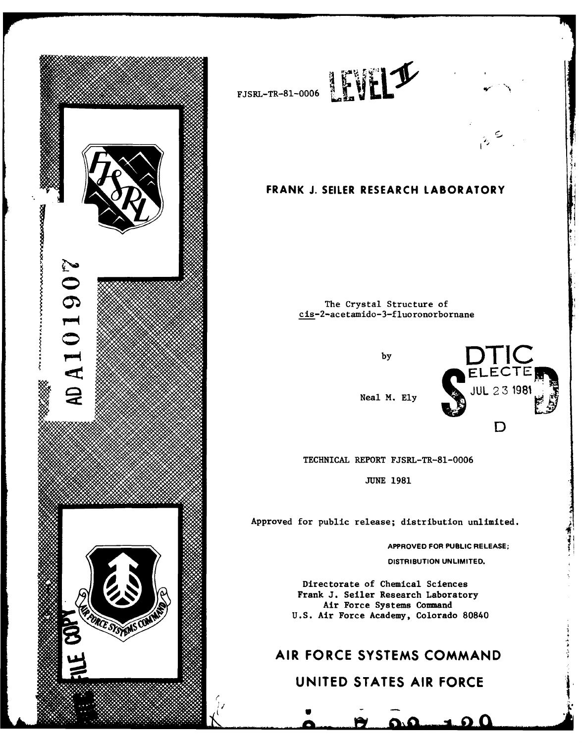FJSRL-TR-81-0006 LEVEL II

# FRANK J. SEILER RESEARCH LABORATORY

The Crystal Structure of
cis-2-acetamido-3-fluoronorbornane

by

Neal M. Ely

DTIC
ELECTE
JUL 23 1981
D

AD A101907

TECHNICAL REPORT FJSRL-TR-81-0006

JUNE 1981

Approved for public release; distribution unlimited.

APPROVED FOR PUBLIC RELEASE;
DISTRIBUTION UNLIMITED.

Directorate of Chemical Sciences
Frank J. Seiler Research Laboratory
Air Force Systems Command
U.S. Air Force Academy, Colorado 80840

FILE COPY

## AIR FORCE SYSTEMS COMMAND

## UNITED STATES AIR FORCE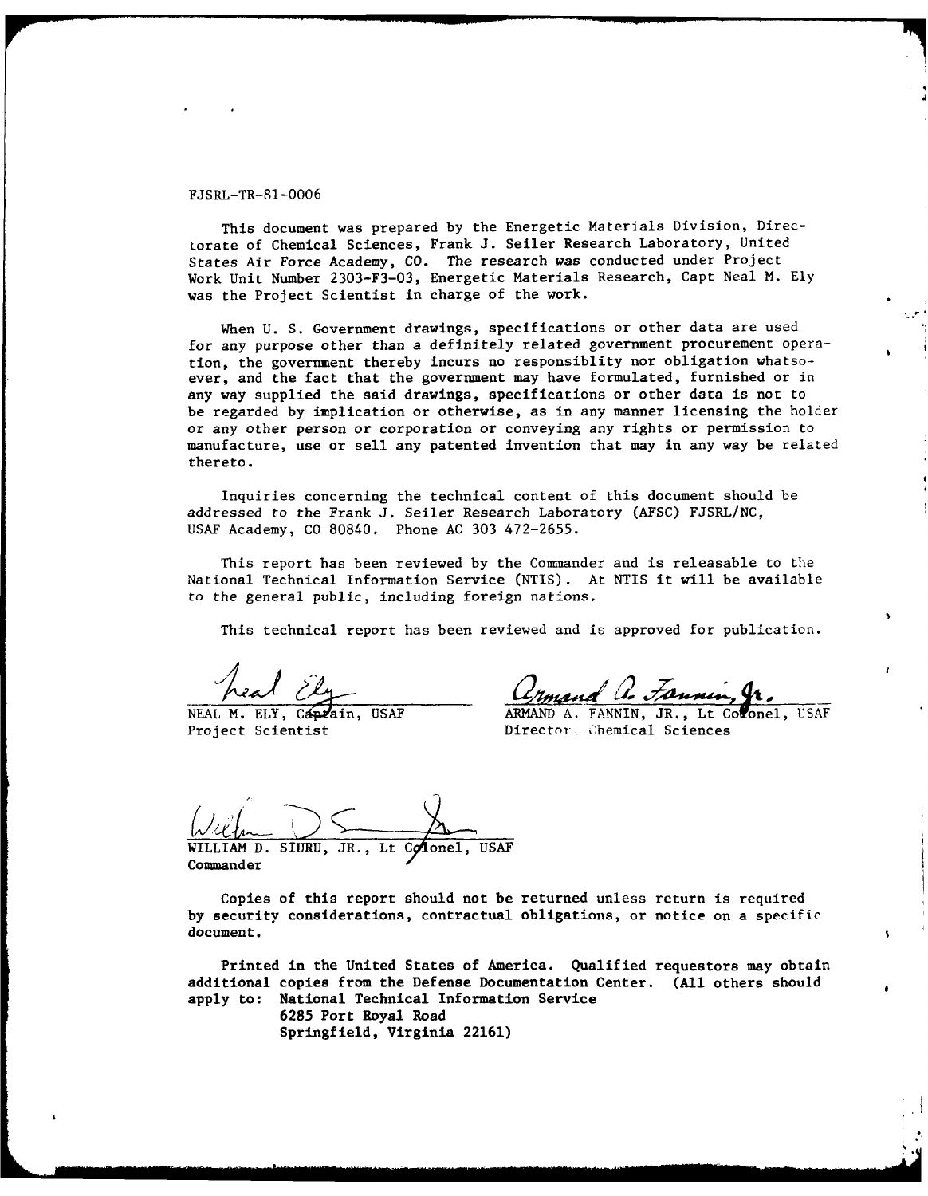FJSRL-TR-81-0006

This document was prepared by the Energetic Materials Division, Directorate of Chemical Sciences, Frank J. Seiler Research Laboratory, United States Air Force Academy, CO. The research was conducted under Project Work Unit Number 2303-F3-03, Energetic Materials Research, Capt Neal M. Ely was the Project Scientist in charge of the work.

When U. S. Government drawings, specifications or other data are used for any purpose other than a definitely related government procurement operation, the government thereby incurs no responsiblity nor obligation whatsoever, and the fact that the government may have formulated, furnished or in any way supplied the said drawings, specifications or other data is not to be regarded by implication or otherwise, as in any manner licensing the holder or any other person or corporation or conveying any rights or permission to manufacture, use or sell any patented invention that may in any way be related thereto.

Inquiries concerning the technical content of this document should be addressed to the Frank J. Seiler Research Laboratory (AFSC) FJSRL/NC, USAF Academy, CO 80840. Phone AC 303 472-2655.

This report has been reviewed by the Commander and is releasable to the National Technical Information Service (NTIS). At NTIS it will be available to the general public, including foreign nations.

This technical report has been reviewed and is approved for publication.

NEAL M. ELY, Captain, USAF
Project Scientist

ARMAND A. FANNIN, JR., Lt Colonel, USAF
Director, Chemical Sciences

WILLIAM D. SIURU, JR., Lt Colonel, USAF
Commander

Copies of this report should not be returned unless return is required by security considerations, contractual obligations, or notice on a specific document.

Printed in the United States of America. Qualified requestors may obtain additional copies from the Defense Documentation Center. (All others should apply to: National Technical Information Service
6285 Port Royal Road
Springfield, Virginia 22161)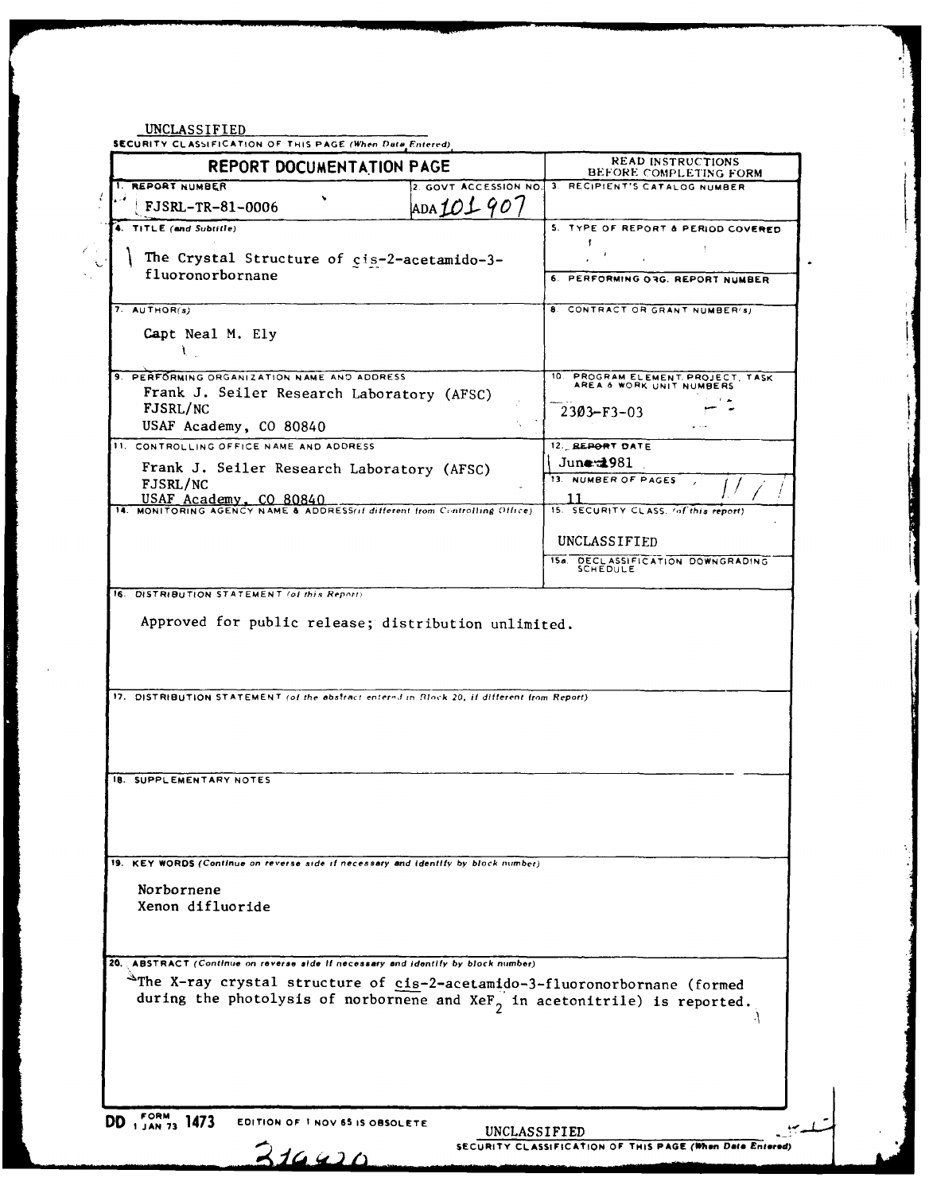UNCLASSIFIED

SECURITY CLASSIFICATION OF THIS PAGE (When Data Entered)

| REPORT DOCUMENTATION PAGE | | READ INSTRUCTIONS BEFORE COMPLETING FORM |
|---|---|---|
| 1. REPORT NUMBER FJSRL-TR-81-0006 | 2. GOVT ACCESSION NO. ADA 101 907 | 3. RECIPIENT'S CATALOG NUMBER |
| 4. TITLE (and Subtitle) The Crystal Structure of cis-2-acetamido-3-fluoronorbornane | | 5. TYPE OF REPORT & PERIOD COVERED |
| | | 6. PERFORMING ORG. REPORT NUMBER |
| 7. AUTHOR(s) Capt Neal M. Ely | | 8. CONTRACT OR GRANT NUMBER(s) |
| 9. PERFORMING ORGANIZATION NAME AND ADDRESS Frank J. Seiler Research Laboratory (AFSC) FJSRL/NC USAF Academy, CO 80840 | | 10. PROGRAM ELEMENT, PROJECT, TASK AREA & WORK UNIT NUMBERS 2303-F3-03 |
| 11. CONTROLLING OFFICE NAME AND ADDRESS Frank J. Seiler Research Laboratory (AFSC) FJSRL/NC USAF Academy, CO 80840 | | 12. REPORT DATE June 1981 |
| | | 13. NUMBER OF PAGES 11 |
| 14. MONITORING AGENCY NAME & ADDRESS (if different from Controlling Office) | | 15. SECURITY CLASS. (of this report) UNCLASSIFIED |
| | | 15a. DECLASSIFICATION DOWNGRADING SCHEDULE |

16. DISTRIBUTION STATEMENT (of this Report)

Approved for public release; distribution unlimited.

17. DISTRIBUTION STATEMENT (of the abstract entered in Block 20, if different from Report)

18. SUPPLEMENTARY NOTES

19. KEY WORDS (Continue on reverse side if necessary and identify by block number)

Norbornene
Xenon difluoride

20. ABSTRACT (Continue on reverse side if necessary and identify by block number)

The X-ray crystal structure of cis-2-acetamido-3-fluoronorbornane (formed during the photolysis of norbornene and $XeF_2$ in acetonitrile) is reported.

DD FORM 1 JAN 73 1473 EDITION OF 1 NOV 65 IS OBSOLETE

UNCLASSIFIED

SECURITY CLASSIFICATION OF THIS PAGE (When Data Entered)

316420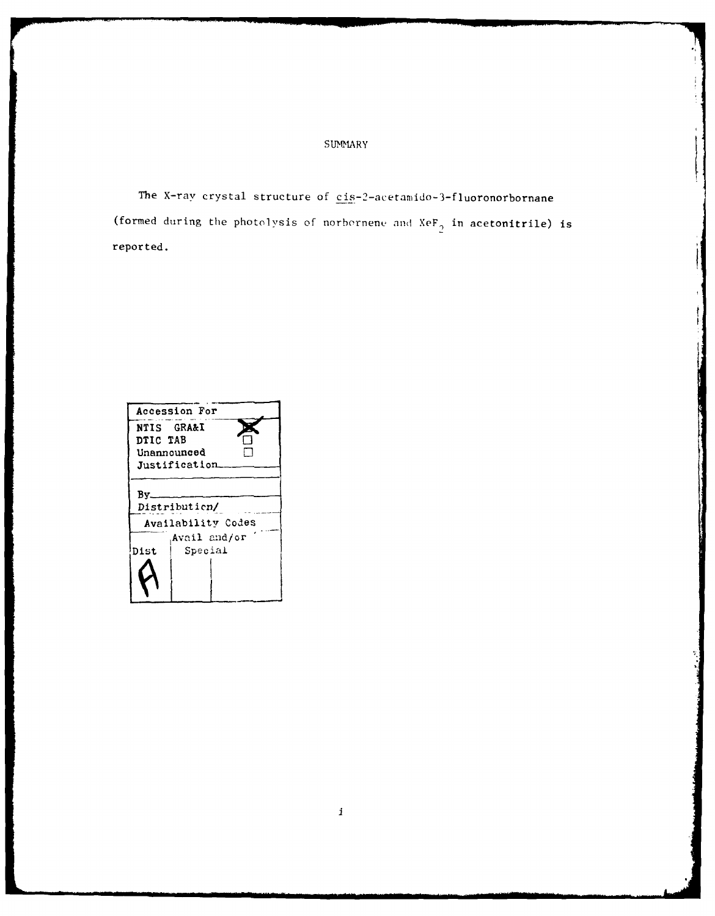# SUMMARY

The X-ray crystal structure of <u>cis</u>-2-acetamido-3-fluoronorbornane (formed during the photolysis of norbornene and $XeF_2$ in acetonitrile) is reported.

| Accession For | |
|---|---|
| NTIS GRA&I | X |
| DTIC TAB | ☐ |
| Unannounced | ☐ |
| Justification | |
| By | |
| Distribution/ | |
| Availability Codes | |
| Dist | Avail and/or Special |
| A | |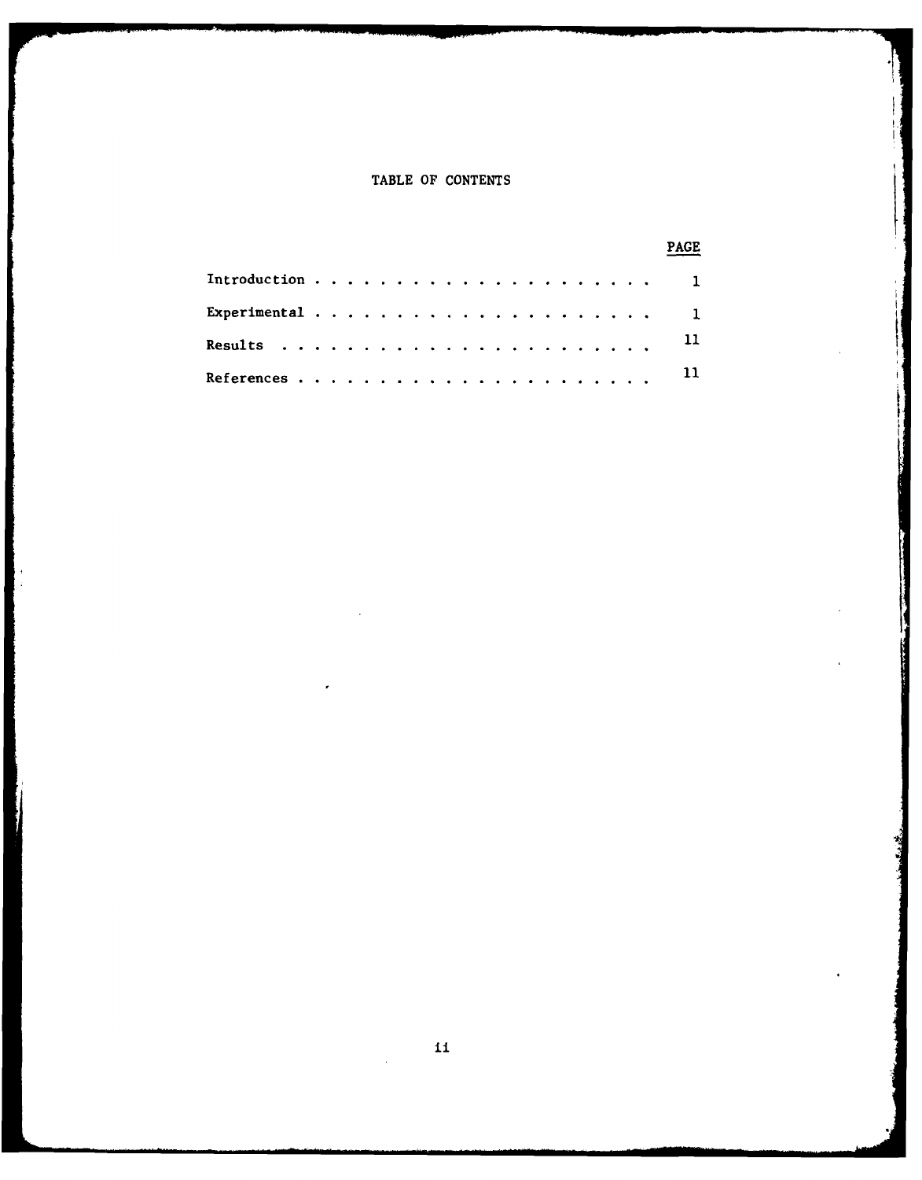# TABLE OF CONTENTS

| | PAGE |
|---|---|
| Introduction . . . . . . . . . . . . . . . . . . . . . . | 1 |
| Experimental . . . . . . . . . . . . . . . . . . . . . . | 1 |
| Results . . . . . . . . . . . . . . . . . . . . . . . | 11 |
| References . . . . . . . . . . . . . . . . . . . . . . | 11 |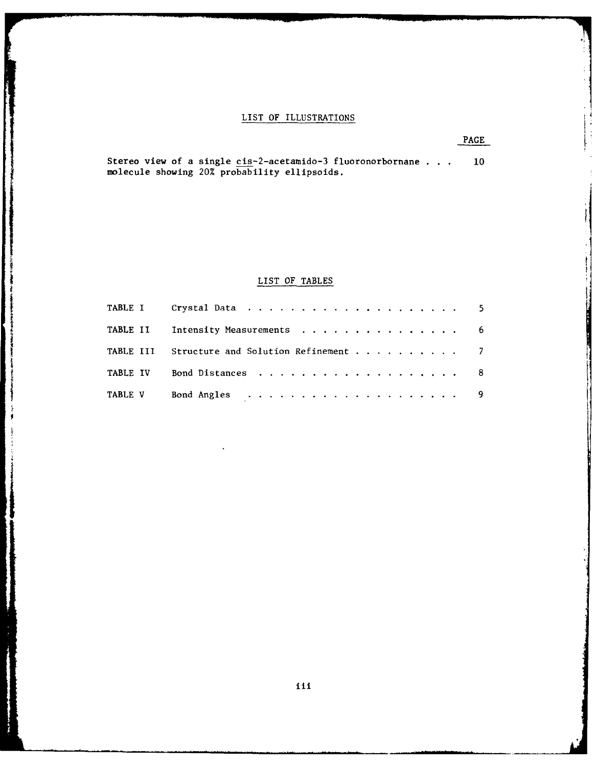## LIST OF ILLUSTRATIONS

| | PAGE |
|---|---|
| Stereo view of a single *cis*-2-acetamido-3 fluoronorbornane molecule showing 20% probability ellipsoids. | 10 |

## LIST OF TABLES

| | | |
|---|---|---|
| TABLE I | Crystal Data | 5 |
| TABLE II | Intensity Measurements | 6 |
| TABLE III | Structure and Solution Refinement | 7 |
| TABLE IV | Bond Distances | 8 |
| TABLE V | Bond Angles | 9 |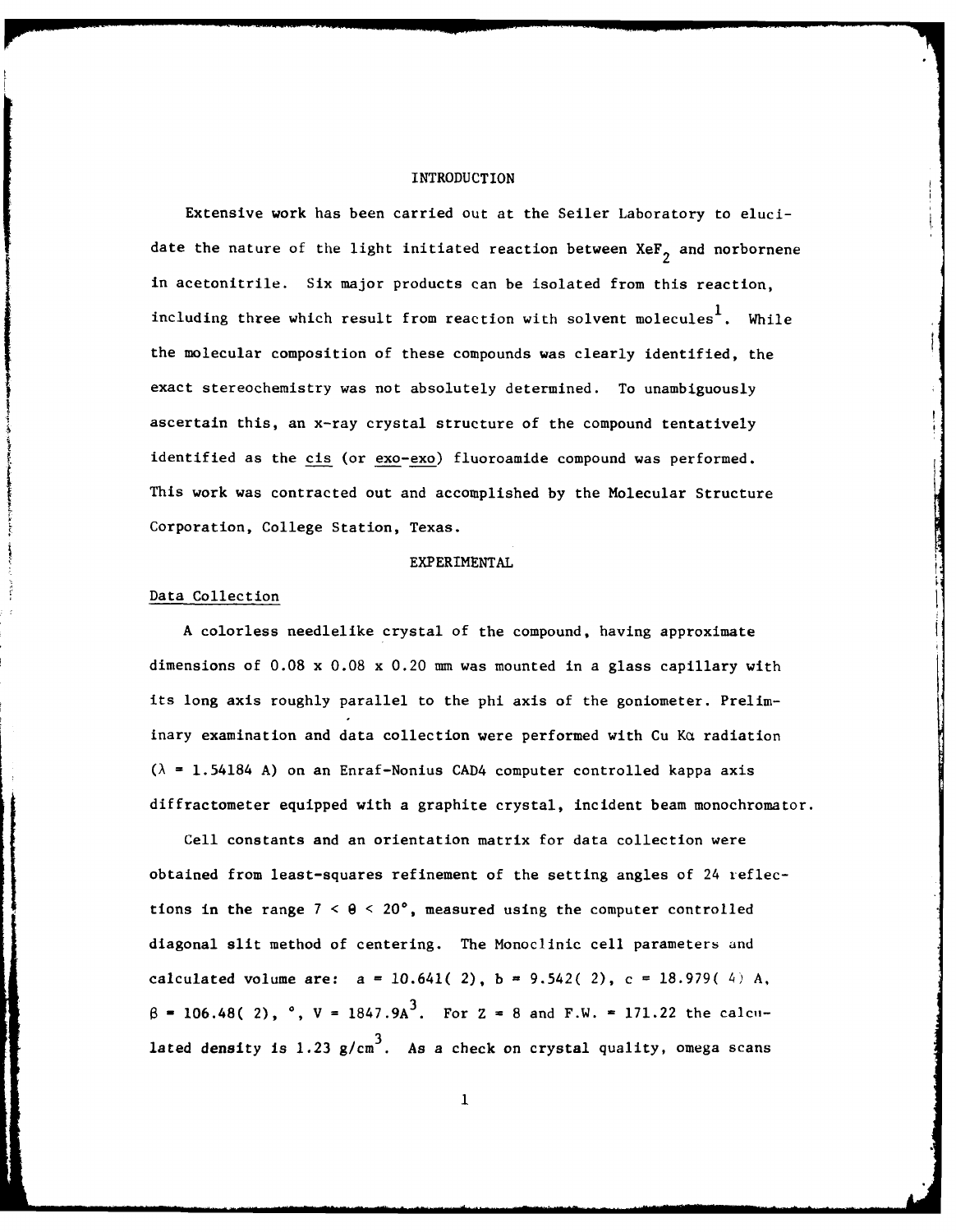## INTRODUCTION

Extensive work has been carried out at the Seiler Laboratory to elucidate the nature of the light initiated reaction between $XeF_2$ and norbornene in acetonitrile. Six major products can be isolated from this reaction, including three which result from reaction with solvent molecules[1]. While the molecular composition of these compounds was clearly identified, the exact stereochemistry was not absolutely determined. To unambiguously ascertain this, an x-ray crystal structure of the compound tentatively identified as the cis (or exo-exo) fluoroamide compound was performed. This work was contracted out and accomplished by the Molecular Structure Corporation, College Station, Texas.

## EXPERIMENTAL

### Data Collection

A colorless needlelike crystal of the compound, having approximate dimensions of 0.08 x 0.08 x 0.20 mm was mounted in a glass capillary with its long axis roughly parallel to the phi axis of the goniometer. Preliminary examination and data collection were performed with Cu K$\alpha$ radiation ($\lambda$ = 1.54184 A) on an Enraf-Nonius CAD4 computer controlled kappa axis diffractometer equipped with a graphite crystal, incident beam monochromator.

Cell constants and an orientation matrix for data collection were obtained from least-squares refinement of the setting angles of 24 reflections in the range $7 < \theta < 20°$, measured using the computer controlled diagonal slit method of centering. The Monoclinic cell parameters and calculated volume are: a = 10.641( 2), b = 9.542( 2), c = 18.979( 4) A, $\beta$ = 106.48( 2), °, V = 1847.9A$^3$. For Z = 8 and F.W. = 171.22 the calculated density is 1.23 g/cm$^3$. As a check on crystal quality, omega scans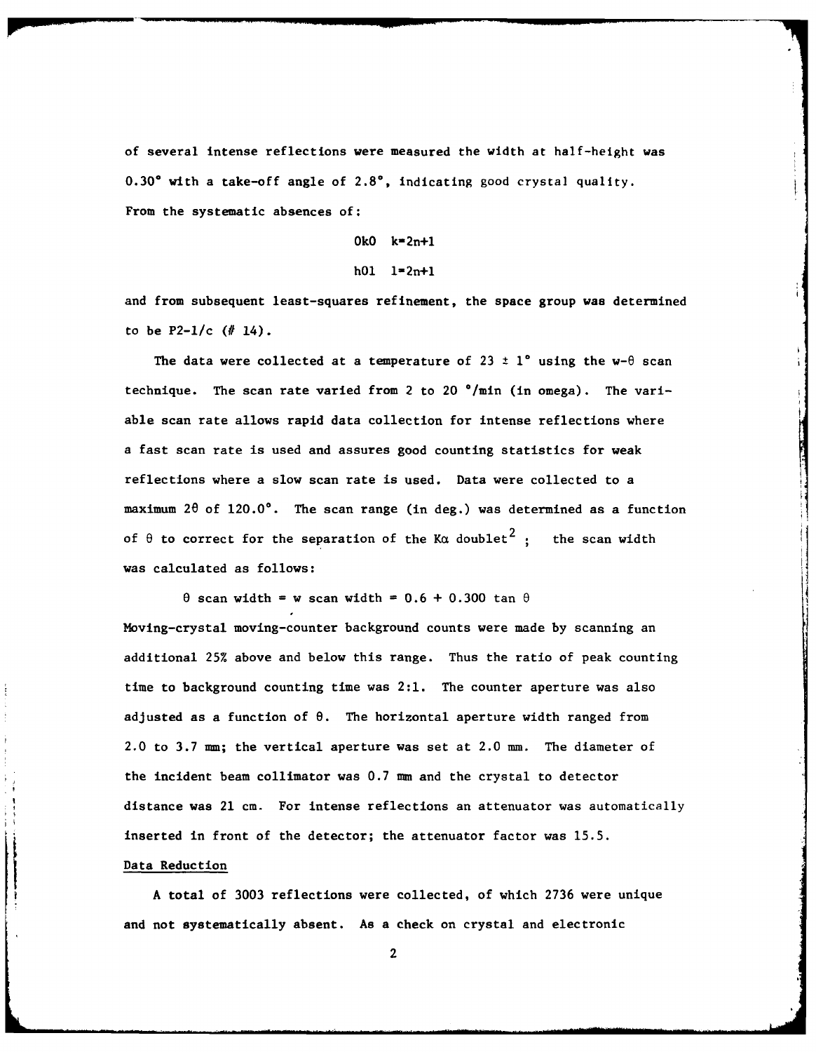of several intense reflections were measured the width at half-height was 0.30° with a take-off angle of 2.8°, indicating good crystal quality. From the systematic absences of:

$0k0 \quad k=2n+1$

$h0l \quad l=2n+1$

and from subsequent least-squares refinement, the space group was determined to be P2-1/c (# 14).

The data were collected at a temperature of 23 ± 1° using the w-θ scan technique. The scan rate varied from 2 to 20 °/min (in omega). The variable scan rate allows rapid data collection for intense reflections where a fast scan rate is used and assures good counting statistics for weak reflections where a slow scan rate is used. Data were collected to a maximum 2θ of 120.0°. The scan range (in deg.) was determined as a function of θ to correct for the separation of the Kα doublet[2] ; the scan width was calculated as follows:

$$\theta \text{ scan width} = w \text{ scan width} = 0.6 + 0.300 \tan \theta$$

Moving-crystal moving-counter background counts were made by scanning an additional 25% above and below this range. Thus the ratio of peak counting time to background counting time was 2:1. The counter aperture was also adjusted as a function of θ. The horizontal aperture width ranged from 2.0 to 3.7 mm; the vertical aperture was set at 2.0 mm. The diameter of the incident beam collimator was 0.7 mm and the crystal to detector distance was 21 cm. For intense reflections an attenuator was automatically inserted in front of the detector; the attenuator factor was 15.5.

## Data Reduction

A total of 3003 reflections were collected, of which 2736 were unique and not systematically absent. As a check on crystal and electronic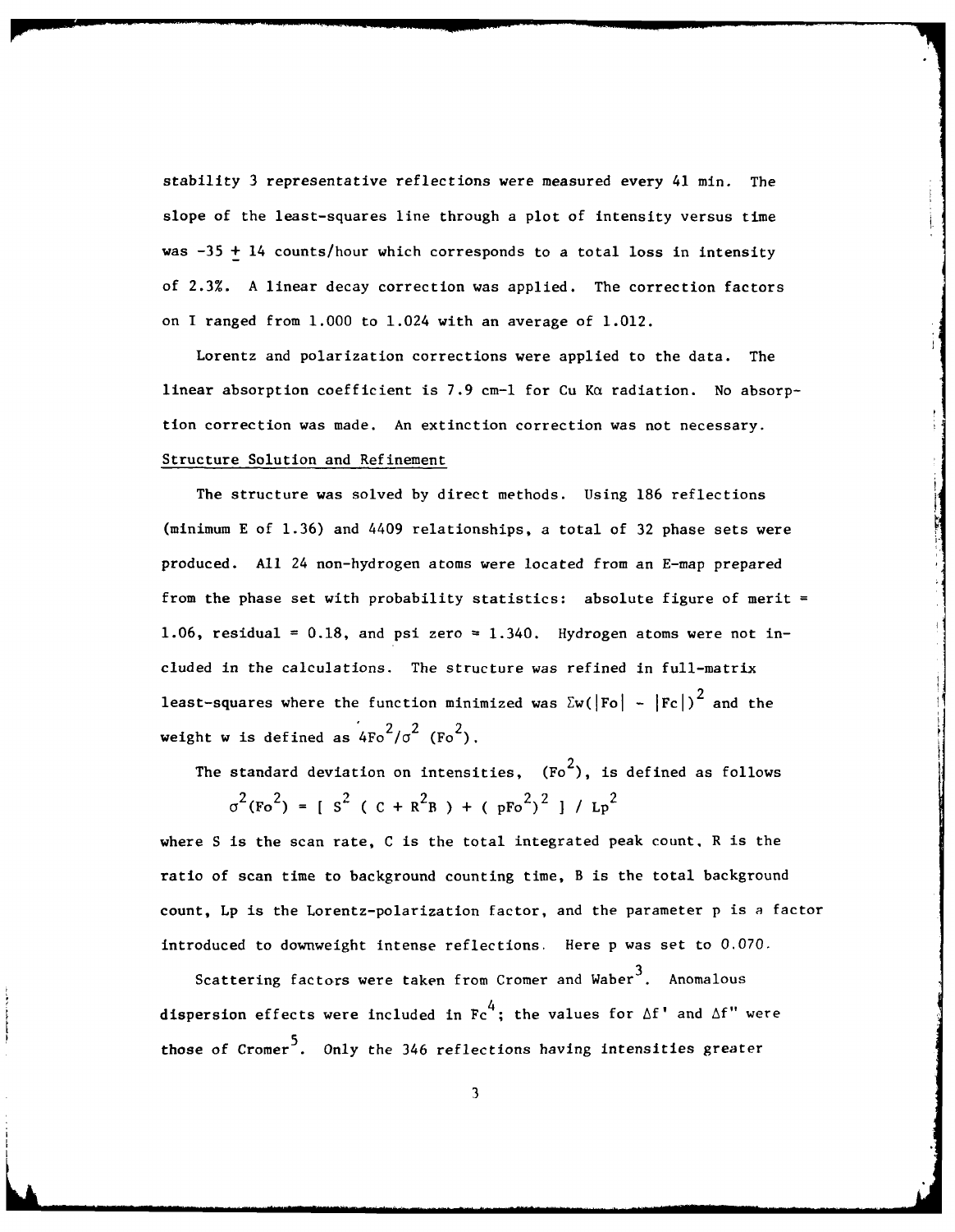stability 3 representative reflections were measured every 41 min. The slope of the least-squares line through a plot of intensity versus time was $-35 \pm 14$ counts/hour which corresponds to a total loss in intensity of 2.3%. A linear decay correction was applied. The correction factors on I ranged from 1.000 to 1.024 with an average of 1.012.

Lorentz and polarization corrections were applied to the data. The linear absorption coefficient is 7.9 cm-1 for Cu K$\alpha$ radiation. No absorption correction was made. An extinction correction was not necessary.

## Structure Solution and Refinement

The structure was solved by direct methods. Using 186 reflections (minimum E of 1.36) and 4409 relationships, a total of 32 phase sets were produced. All 24 non-hydrogen atoms were located from an E-map prepared from the phase set with probability statistics: absolute figure of merit = 1.06, residual = 0.18, and psi zero = 1.340. Hydrogen atoms were not included in the calculations. The structure was refined in full-matrix least-squares where the function minimized was $\Sigma w(|Fo| - |Fc|)^2$ and the weight w is defined as $4Fo^2/\sigma^2(Fo^2)$.

The standard deviation on intensities, $(Fo^2)$, is defined as follows

$$\sigma^2(Fo^2) = [\, S^2 ( C + R^2 B ) + ( pFo^2)^2 \,] / Lp^2$$

where S is the scan rate, C is the total integrated peak count, R is the ratio of scan time to background counting time, B is the total background count, Lp is the Lorentz-polarization factor, and the parameter p is a factor introduced to downweight intense reflections. Here p was set to 0.070.

Scattering factors were taken from Cromer and Waber[3]. Anomalous dispersion effects were included in Fc[4]; the values for $\Delta f'$ and $\Delta f''$ were those of Cromer[5]. Only the 346 reflections having intensities greater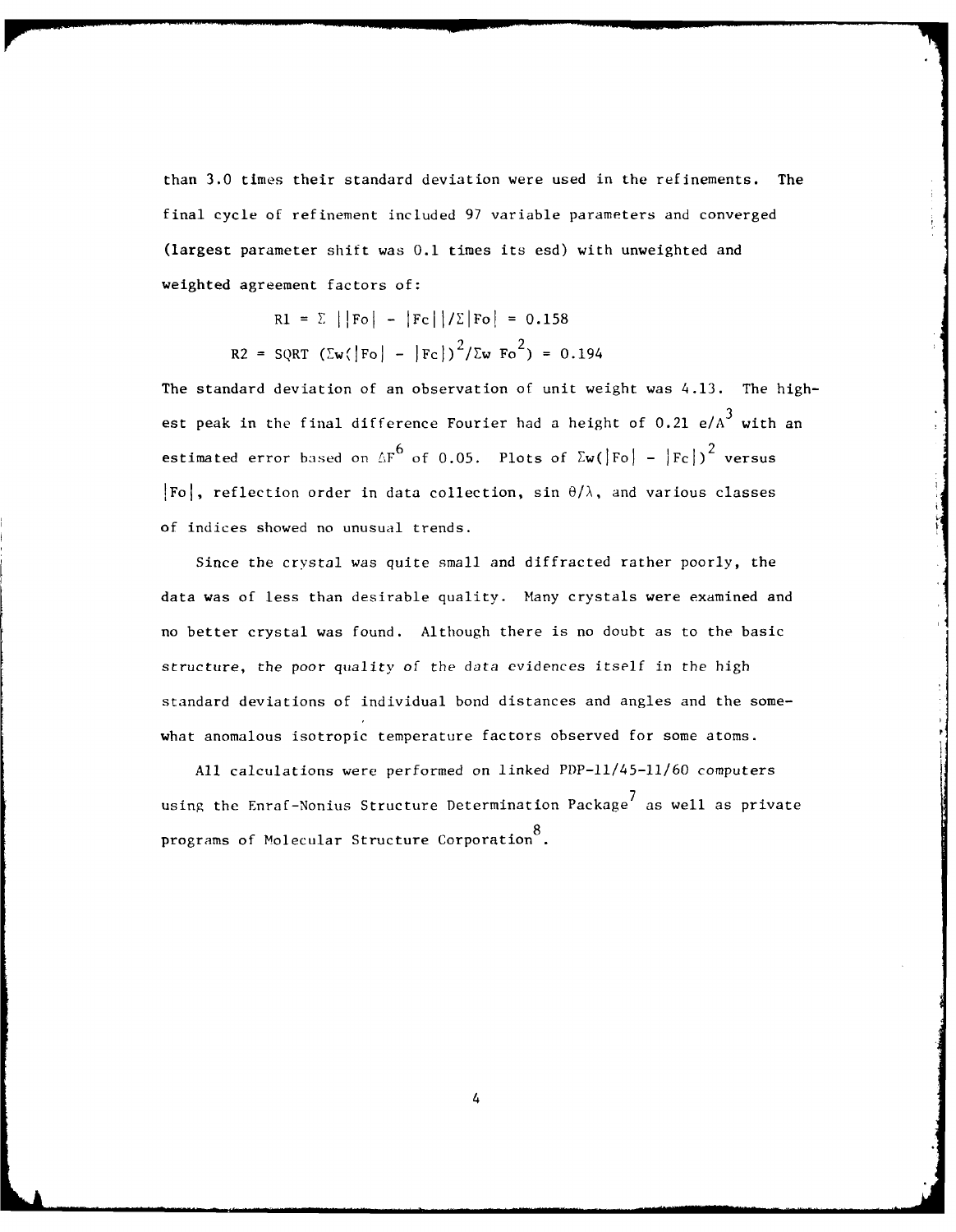than 3.0 times their standard deviation were used in the refinements. The final cycle of refinement included 97 variable parameters and converged (largest parameter shift was 0.1 times its esd) with unweighted and weighted agreement factors of:

$$R1 = \Sigma \, ||Fo| - |Fc|| / \Sigma |Fo| = 0.158$$

$$R2 = \text{SQRT} \, (\Sigma w(|Fo| - |Fc|)^2 / \Sigma w \, Fo^2) = 0.194$$

The standard deviation of an observation of unit weight was 4.13. The highest peak in the final difference Fourier had a height of 0.21 $e/A^3$ with an estimated error based on $\Delta F$[6] of 0.05. Plots of $\Sigma w(|Fo| - |Fc|)^2$ versus $|Fo|$, reflection order in data collection, $\sin \theta/\lambda$, and various classes of indices showed no unusual trends.

Since the crystal was quite small and diffracted rather poorly, the data was of less than desirable quality. Many crystals were examined and no better crystal was found. Although there is no doubt as to the basic structure, the poor quality of the data evidences itself in the high standard deviations of individual bond distances and angles and the somewhat anomalous isotropic temperature factors observed for some atoms.

All calculations were performed on linked PDP-11/45-11/60 computers using the Enraf-Nonius Structure Determination Package[7] as well as private programs of Molecular Structure Corporation[8].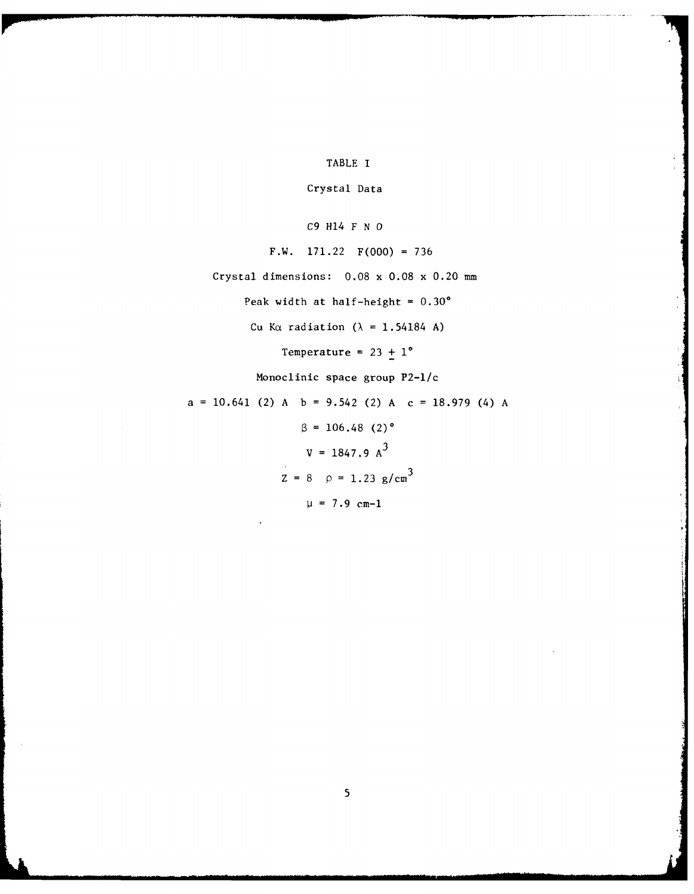# TABLE I

## Crystal Data

$C_9H_{14}FNO$

F.W. 171.22 F(000) = 736

Crystal dimensions: 0.08 x 0.08 x 0.20 mm

Peak width at half-height = 0.30°

Cu Kα radiation (λ = 1.54184 A)

Temperature = 23 ± 1°

Monoclinic space group $P2_1/c$

a = 10.641 (2) A b = 9.542 (2) A c = 18.979 (4) A

β = 106.48 (2)°

V = 1847.9 $A^3$

Z = 8 ρ = 1.23 $g/cm^3$

μ = 7.9 $cm^{-1}$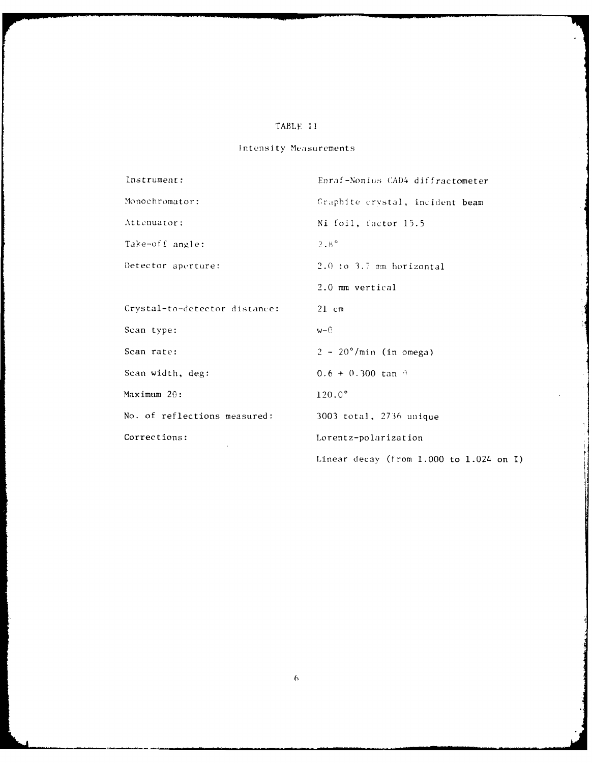TABLE II

Intensity Measurements

| | |
|---|---|
| Instrument: | Enraf-Nonius CAD4 diffractometer |
| Monochromator: | Graphite crystal, incident beam |
| Attenuator: | Ni foil, factor 15.5 |
| Take-off angle: | 2.8° |
| Detector aperture: | 2.0 to 3.7 mm horizontal |
| | 2.0 mm vertical |
| Crystal-to-detector distance: | 21 cm |
| Scan type: | $\omega$-$\theta$ |
| Scan rate: | 2 - 20°/min (in omega) |
| Scan width, deg: | $0.6 + 0.300 \tan \theta$ |
| Maximum $2\theta$: | 120.0° |
| No. of reflections measured: | 3003 total, 2736 unique |
| Corrections: | Lorentz-polarization |
| | Linear decay (from 1.000 to 1.024 on I) |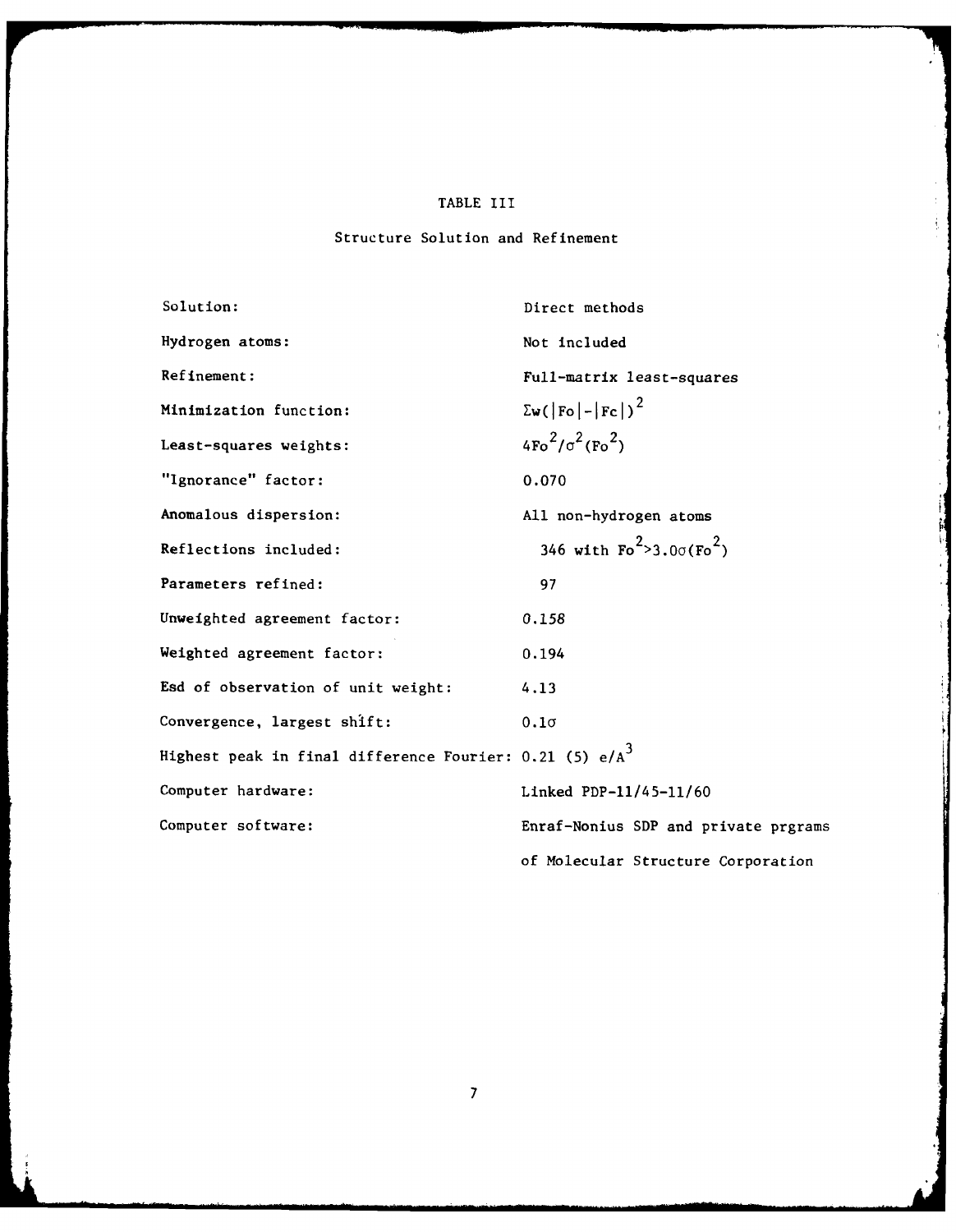TABLE III

Structure Solution and Refinement

| | |
|---|---|
| Solution: | Direct methods |
| Hydrogen atoms: | Not included |
| Refinement: | Full-matrix least-squares |
| Minimization function: | $\Sigma w(\|Fo\|-\|Fc\|)^2$ |
| Least-squares weights: | $4Fo^2/\sigma^2(Fo^2)$ |
| "Ignorance" factor: | 0.070 |
| Anomalous dispersion: | All non-hydrogen atoms |
| Reflections included: | 346 with $Fo^2>3.0\sigma(Fo^2)$ |
| Parameters refined: | 97 |
| Unweighted agreement factor: | 0.158 |
| Weighted agreement factor: | 0.194 |
| Esd of observation of unit weight: | 4.13 |
| Convergence, largest shift: | $0.1\sigma$ |
| Highest peak in final difference Fourier: | 0.21 (5) $e/A^3$ |
| Computer hardware: | Linked PDP-11/45-11/60 |
| Computer software: | Enraf-Nonius SDP and private prgrams of Molecular Structure Corporation |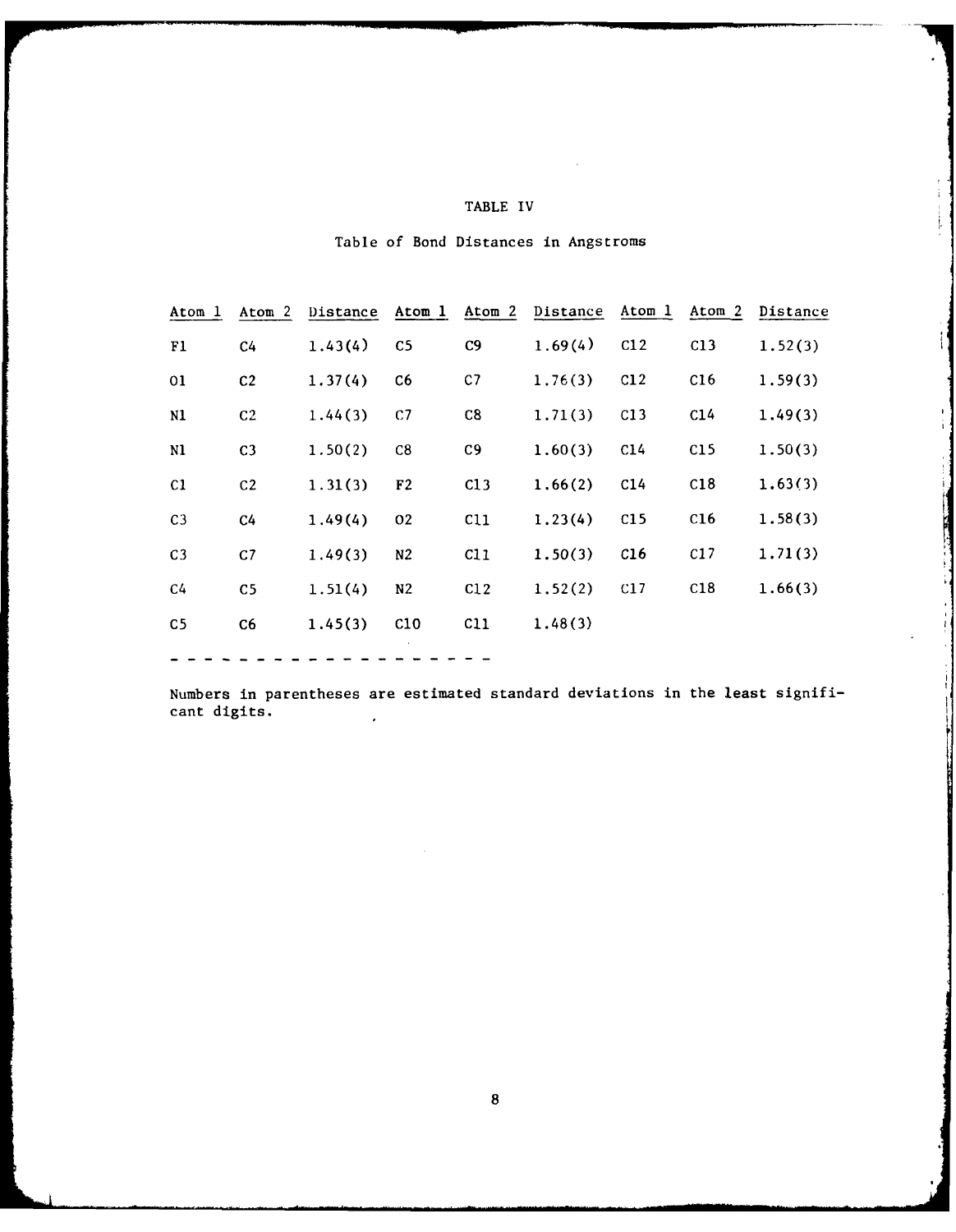TABLE IV

Table of Bond Distances in Angstroms

| Atom 1 | Atom 2 | Distance | Atom 1 | Atom 2 | Distance | Atom 1 | Atom 2 | Distance |
|---|---|---|---|---|---|---|---|---|
| F1 | C4 | 1.43(4) | C5 | C9 | 1.69(4) | C12 | C13 | 1.52(3) |
| O1 | C2 | 1.37(4) | C6 | C7 | 1.76(3) | C12 | C16 | 1.59(3) |
| N1 | C2 | 1.44(3) | C7 | C8 | 1.71(3) | C13 | C14 | 1.49(3) |
| N1 | C3 | 1.50(2) | C8 | C9 | 1.60(3) | C14 | C15 | 1.50(3) |
| C1 | C2 | 1.31(3) | F2 | C13 | 1.66(2) | C14 | C18 | 1.63(3) |
| C3 | C4 | 1.49(4) | O2 | C11 | 1.23(4) | C15 | C16 | 1.58(3) |
| C3 | C7 | 1.49(3) | N2 | C11 | 1.50(3) | C16 | C17 | 1.71(3) |
| C4 | C5 | 1.51(4) | N2 | C12 | 1.52(2) | C17 | C18 | 1.66(3) |
| C5 | C6 | 1.45(3) | C10 | C11 | 1.48(3) | | | |

Numbers in parentheses are estimated standard deviations in the least significant digits.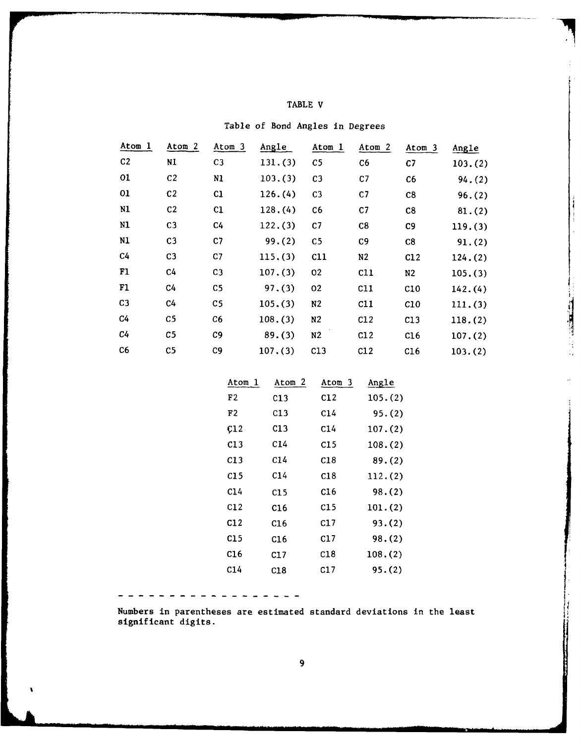# TABLE V

## Table of Bond Angles in Degrees

| Atom 1 | Atom 2 | Atom 3 | Angle | Atom 1 | Atom 2 | Atom 3 | Angle |
|---|---|---|---|---|---|---|---|
| C2 | N1 | C3 | 131.(3) | C5 | C6 | C7 | 103.(2) |
| O1 | C2 | N1 | 103.(3) | C3 | C7 | C6 | 94.(2) |
| O1 | C2 | C1 | 126.(4) | C3 | C7 | C8 | 96.(2) |
| N1 | C2 | C1 | 128.(4) | C6 | C7 | C8 | 81.(2) |
| N1 | C3 | C4 | 122.(3) | C7 | C8 | C9 | 119.(3) |
| N1 | C3 | C7 | 99.(2) | C5 | C9 | C8 | 91.(2) |
| C4 | C3 | C7 | 115.(3) | C11 | N2 | C12 | 124.(2) |
| F1 | C4 | C3 | 107.(3) | O2 | C11 | N2 | 105.(3) |
| F1 | C4 | C5 | 97.(3) | O2 | C11 | C10 | 142.(4) |
| C3 | C4 | C5 | 105.(3) | N2 | C11 | C10 | 111.(3) |
| C4 | C5 | C6 | 108.(3) | N2 | C12 | C13 | 118.(2) |
| C4 | C5 | C9 | 89.(3) | N2 | C12 | C16 | 107.(2) |
| C6 | C5 | C9 | 107.(3) | C13 | C12 | C16 | 103.(2) |

| Atom 1 | Atom 2 | Atom 3 | Angle |
|---|---|---|---|
| F2 | C13 | C12 | 105.(2) |
| F2 | C13 | C14 | 95.(2) |
| C12 | C13 | C14 | 107.(2) |
| C13 | C14 | C15 | 108.(2) |
| C13 | C14 | C18 | 89.(2) |
| C15 | C14 | C18 | 112.(2) |
| C14 | C15 | C16 | 98.(2) |
| C12 | C16 | C15 | 101.(2) |
| C12 | C16 | C17 | 93.(2) |
| C15 | C16 | C17 | 98.(2) |
| C16 | C17 | C18 | 108.(2) |
| C14 | C18 | C17 | 95.(2) |

- - - - - - - - - - - - - - - - - -

Numbers in parentheses are estimated standard deviations in the least significant digits.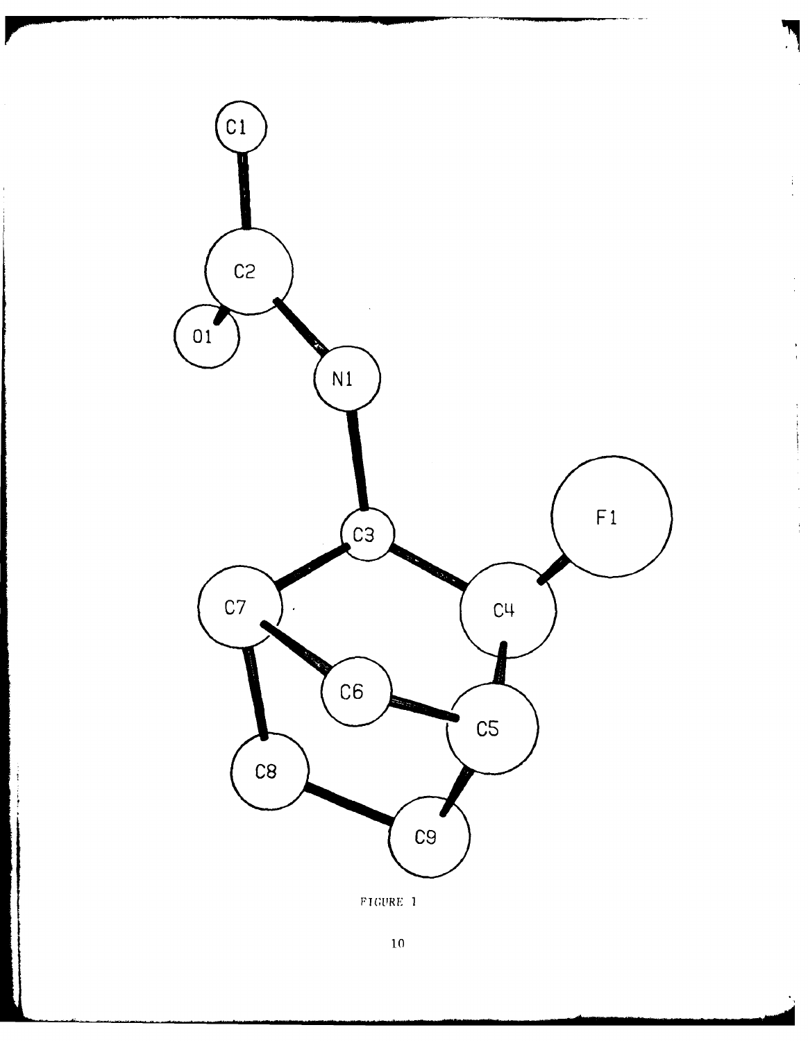FIGURE 1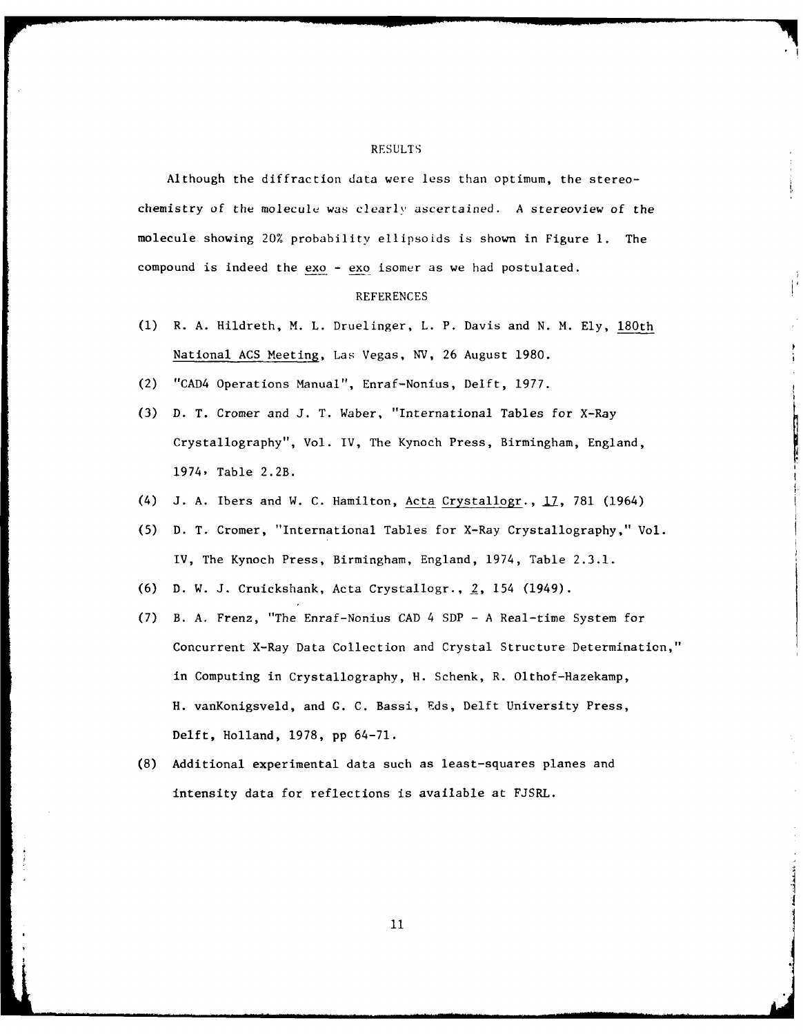## RESULTS

Although the diffraction data were less than optimum, the stereochemistry of the molecule was clearly ascertained. A stereoview of the molecule showing 20% probability ellipsoids is shown in Figure 1. The compound is indeed the exo - exo isomer as we had postulated.

## REFERENCES

(1) R. A. Hildreth, M. L. Druelinger, L. P. Davis and N. M. Ely, 180th National ACS Meeting, Las Vegas, NV, 26 August 1980.

(2) "CAD4 Operations Manual", Enraf-Nonius, Delft, 1977.

(3) D. T. Cromer and J. T. Waber, "International Tables for X-Ray Crystallography", Vol. IV, The Kynoch Press, Birmingham, England, 1974, Table 2.2B.

(4) J. A. Ibers and W. C. Hamilton, Acta Crystallogr., 17, 781 (1964)

(5) D. T. Cromer, "International Tables for X-Ray Crystallography," Vol. IV, The Kynoch Press, Birmingham, England, 1974, Table 2.3.1.

(6) D. W. J. Cruickshank, Acta Crystallogr., 2, 154 (1949).

(7) B. A. Frenz, "The Enraf-Nonius CAD 4 SDP - A Real-time System for Concurrent X-Ray Data Collection and Crystal Structure Determination," in Computing in Crystallography, H. Schenk, R. Olthof-Hazekamp, H. vanKonigsveld, and G. C. Bassi, Eds, Delft University Press, Delft, Holland, 1978, pp 64-71.

(8) Additional experimental data such as least-squares planes and intensity data for reflections is available at FJSRL.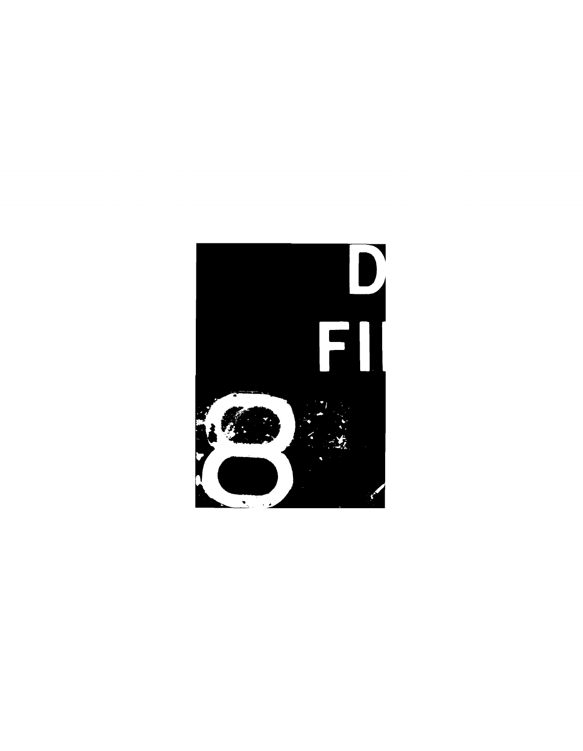D

FI

8